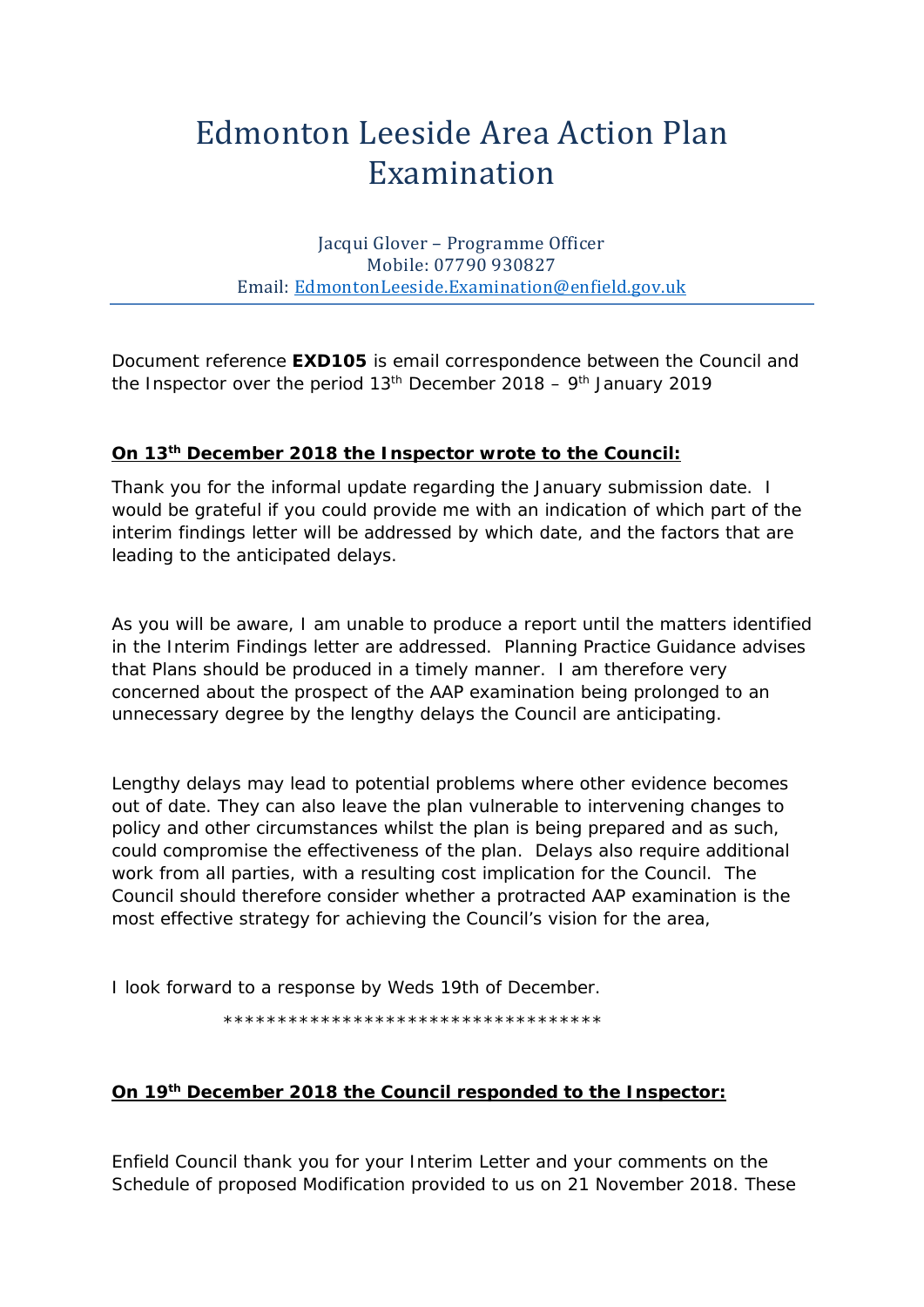# Edmonton Leeside Area Action Plan Examination

Jacqui Glover – Programme Officer
Mobile: 07790 930827
Email: EdmontonLeeside.Examination@enfield.gov.uk

---

Document reference **EXD105** is email correspondence between the Council and the Inspector over the period 13th December 2018 – 9th January 2019

**On 13th December 2018 the Inspector wrote to the Council:**

Thank you for the informal update regarding the January submission date. I would be grateful if you could provide me with an indication of which part of the interim findings letter will be addressed by which date, and the factors that are leading to the anticipated delays.

As you will be aware, I am unable to produce a report until the matters identified in the Interim Findings letter are addressed. Planning Practice Guidance advises that Plans should be produced in a timely manner. I am therefore very concerned about the prospect of the AAP examination being prolonged to an unnecessary degree by the lengthy delays the Council are anticipating.

Lengthy delays may lead to potential problems where other evidence becomes out of date. They can also leave the plan vulnerable to intervening changes to policy and other circumstances whilst the plan is being prepared and as such, could compromise the effectiveness of the plan. Delays also require additional work from all parties, with a resulting cost implication for the Council. The Council should therefore consider whether a protracted AAP examination is the most effective strategy for achieving the Council's vision for the area,

I look forward to a response by Weds 19th of December.

\*\*\*\*\*\*\*\*\*\*\*\*\*\*\*\*\*\*\*\*\*\*\*\*\*\*\*\*\*\*\*\*\*\*\*\*

**On 19th December 2018 the Council responded to the Inspector:**

Enfield Council thank you for your Interim Letter and your comments on the Schedule of proposed Modification provided to us on 21 November 2018. These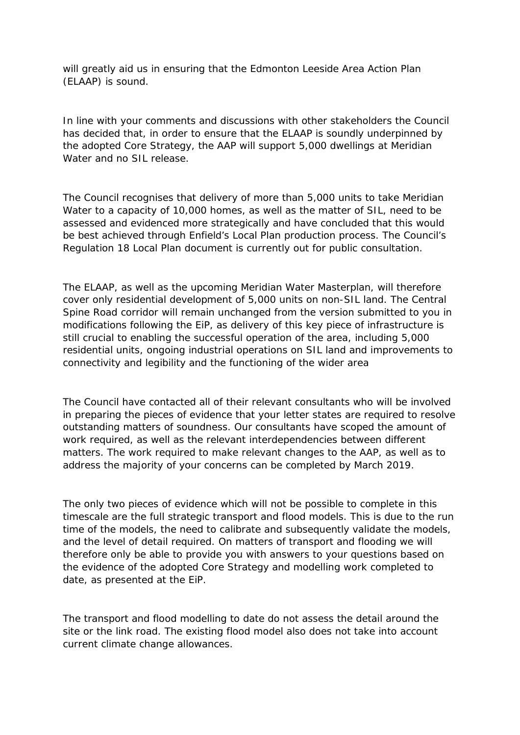will greatly aid us in ensuring that the Edmonton Leeside Area Action Plan (ELAAP) is sound.

In line with your comments and discussions with other stakeholders the Council has decided that, in order to ensure that the ELAAP is soundly underpinned by the adopted Core Strategy, the AAP will support 5,000 dwellings at Meridian Water and no SIL release.

The Council recognises that delivery of more than 5,000 units to take Meridian Water to a capacity of 10,000 homes, as well as the matter of SIL, need to be assessed and evidenced more strategically and have concluded that this would be best achieved through Enfield's Local Plan production process. The Council's Regulation 18 Local Plan document is currently out for public consultation.

The ELAAP, as well as the upcoming Meridian Water Masterplan, will therefore cover only residential development of 5,000 units on non-SIL land. The Central Spine Road corridor will remain unchanged from the version submitted to you in modifications following the EiP, as delivery of this key piece of infrastructure is still crucial to enabling the successful operation of the area, including 5,000 residential units, ongoing industrial operations on SIL land and improvements to connectivity and legibility and the functioning of the wider area

The Council have contacted all of their relevant consultants who will be involved in preparing the pieces of evidence that your letter states are required to resolve outstanding matters of soundness. Our consultants have scoped the amount of work required, as well as the relevant interdependencies between different matters. The work required to make relevant changes to the AAP, as well as to address the majority of your concerns can be completed by March 2019.

The only two pieces of evidence which will not be possible to complete in this timescale are the full strategic transport and flood models. This is due to the run time of the models, the need to calibrate and subsequently validate the models, and the level of detail required. On matters of transport and flooding we will therefore only be able to provide you with answers to your questions based on the evidence of the adopted Core Strategy and modelling work completed to date, as presented at the EiP.

The transport and flood modelling to date do not assess the detail around the site or the link road. The existing flood model also does not take into account current climate change allowances.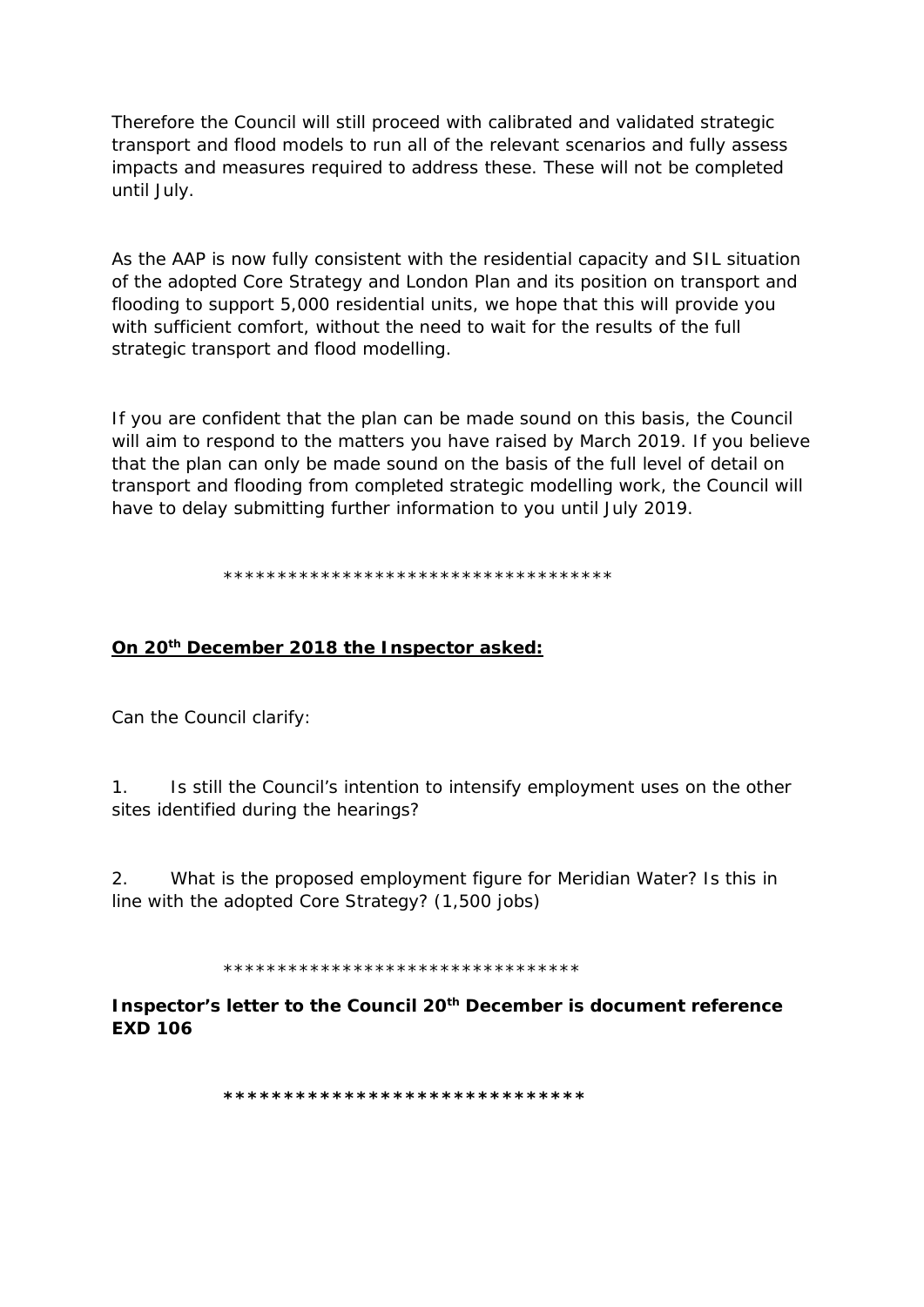Therefore the Council will still proceed with calibrated and validated strategic transport and flood models to run all of the relevant scenarios and fully assess impacts and measures required to address these. These will not be completed until July.

As the AAP is now fully consistent with the residential capacity and SIL situation of the adopted Core Strategy and London Plan and its position on transport and flooding to support 5,000 residential units, we hope that this will provide you with sufficient comfort, without the need to wait for the results of the full strategic transport and flood modelling.

If you are confident that the plan can be made sound on this basis, the Council will aim to respond to the matters you have raised by March 2019. If you believe that the plan can only be made sound on the basis of the full level of detail on transport and flooding from completed strategic modelling work, the Council will have to delay submitting further information to you until July 2019.

************************************

**On 20th December 2018 the Inspector asked:**

Can the Council clarify:

1. Is still the Council's intention to intensify employment uses on the other sites identified during the hearings?

2. What is the proposed employment figure for Meridian Water? Is this in line with the adopted Core Strategy? (1,500 jobs)

*********************************

**Inspector's letter to the Council 20th December is document reference EXD 106**

********************************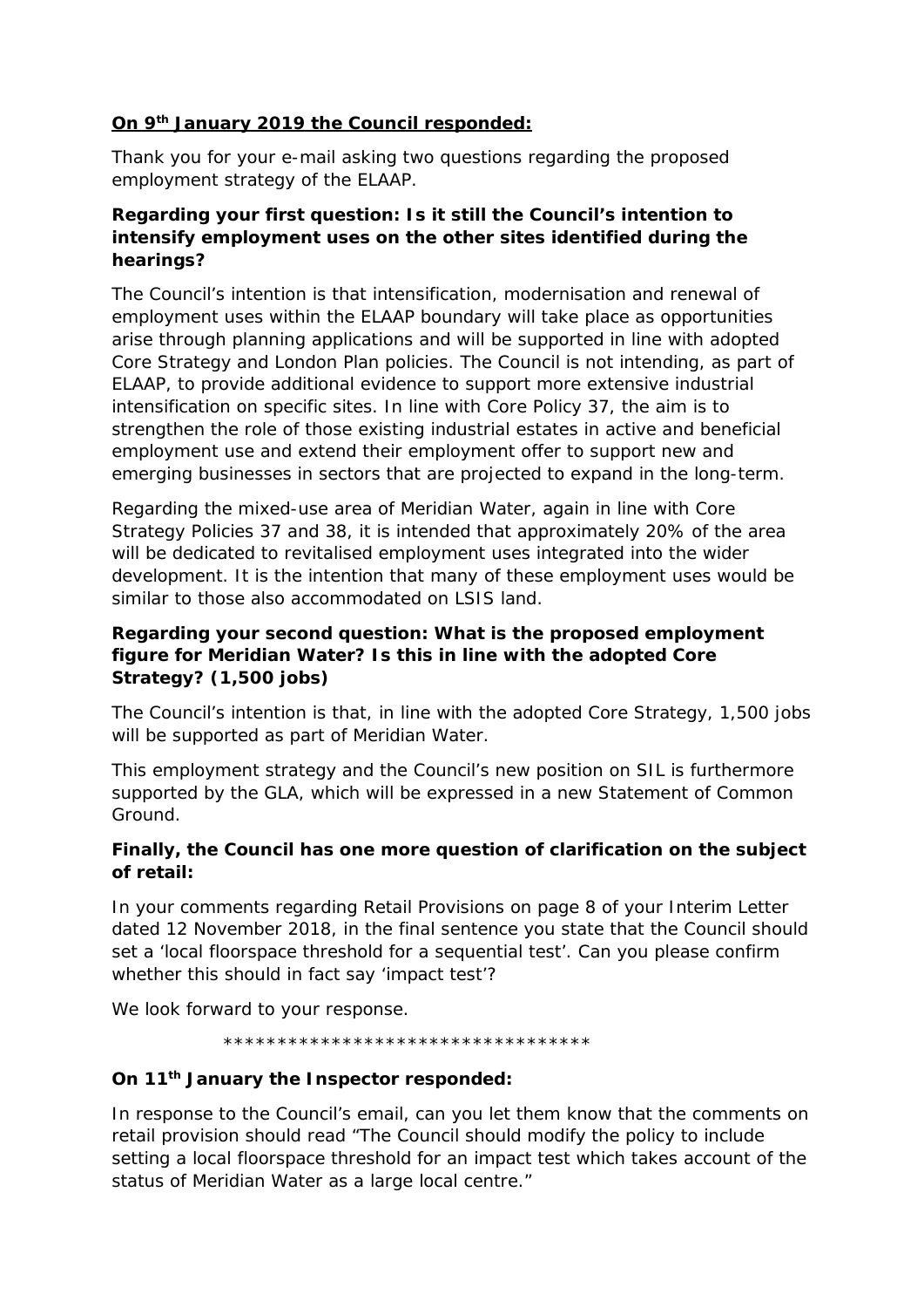**<u>On 9th January 2019 the Council responded:</u>**

Thank you for your e-mail asking two questions regarding the proposed employment strategy of the ELAAP.

**Regarding your first question: Is it still the Council's intention to intensify employment uses on the other sites identified during the hearings?**

The Council's intention is that intensification, modernisation and renewal of employment uses within the ELAAP boundary will take place as opportunities arise through planning applications and will be supported in line with adopted Core Strategy and London Plan policies. The Council is not intending, as part of ELAAP, to provide additional evidence to support more extensive industrial intensification on specific sites. In line with Core Policy 37, the aim is to strengthen the role of those existing industrial estates in active and beneficial employment use and extend their employment offer to support new and emerging businesses in sectors that are projected to expand in the long-term.

Regarding the mixed-use area of Meridian Water, again in line with Core Strategy Policies 37 and 38, it is intended that approximately 20% of the area will be dedicated to revitalised employment uses integrated into the wider development. It is the intention that many of these employment uses would be similar to those also accommodated on LSIS land.

**Regarding your second question: What is the proposed employment figure for Meridian Water? Is this in line with the adopted Core Strategy? (1,500 jobs)**

The Council's intention is that, in line with the adopted Core Strategy, 1,500 jobs will be supported as part of Meridian Water.

This employment strategy and the Council's new position on SIL is furthermore supported by the GLA, which will be expressed in a new Statement of Common Ground.

**Finally, the Council has one more question of clarification on the subject of retail:**

In your comments regarding Retail Provisions on page 8 of your Interim Letter dated 12 November 2018, in the final sentence you state that the Council should set a 'local floorspace threshold for a sequential test'. Can you please confirm whether this should in fact say 'impact test'?

We look forward to your response.

***********************************

**On 11th January the Inspector responded:**

In response to the Council's email, can you let them know that the comments on retail provision should read "The Council should modify the policy to include setting a local floorspace threshold for an impact test which takes account of the status of Meridian Water as a large local centre."